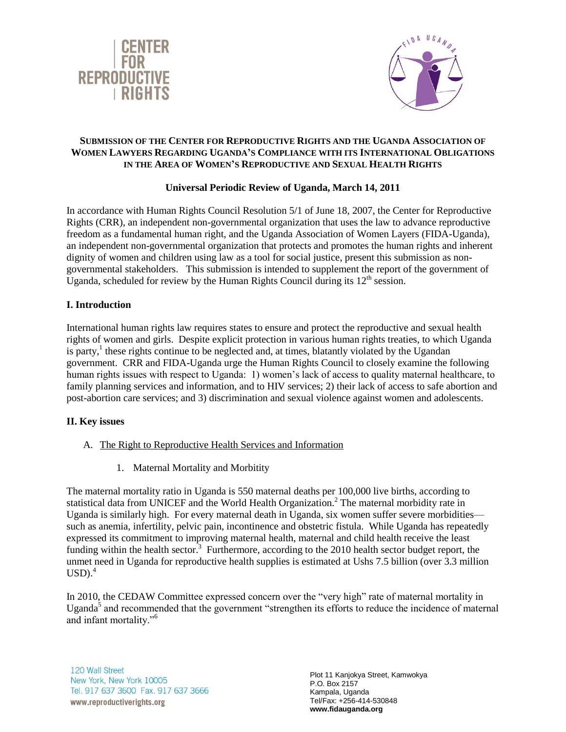**SUBMISSION OF THE CENTER FOR REPRODUCTIVE RIGHTS AND THE UGANDA ASSOCIATION OF WOMEN LAWYERS REGARDING UGANDA'S COMPLIANCE WITH ITS INTERNATIONAL OBLIGATIONS IN THE AREA OF WOMEN'S REPRODUCTIVE AND SEXUAL HEALTH RIGHTS**

**Universal Periodic Review of Uganda, March 14, 2011**

In accordance with Human Rights Council Resolution 5/1 of June 18, 2007, the Center for Reproductive Rights (CRR), an independent non-governmental organization that uses the law to advance reproductive freedom as a fundamental human right, and the Uganda Association of Women Layers (FIDA-Uganda), an independent non-governmental organization that protects and promotes the human rights and inherent dignity of women and children using law as a tool for social justice, present this submission as non-governmental stakeholders. This submission is intended to supplement the report of the government of Uganda, scheduled for review by the Human Rights Council during its 12th session.

## I. Introduction

International human rights law requires states to ensure and protect the reproductive and sexual health rights of women and girls. Despite explicit protection in various human rights treaties, to which Uganda is party,[1] these rights continue to be neglected and, at times, blatantly violated by the Ugandan government. CRR and FIDA-Uganda urge the Human Rights Council to closely examine the following human rights issues with respect to Uganda: 1) women's lack of access to quality maternal healthcare, to family planning services and information, and to HIV services; 2) their lack of access to safe abortion and post-abortion care services; and 3) discrimination and sexual violence against women and adolescents.

## II. Key issues

A. <u>The Right to Reproductive Health Services and Information</u>

1. Maternal Mortality and Morbitity

The maternal mortality ratio in Uganda is 550 maternal deaths per 100,000 live births, according to statistical data from UNICEF and the World Health Organization.[2] The maternal morbidity rate in Uganda is similarly high. For every maternal death in Uganda, six women suffer severe morbidities—such as anemia, infertility, pelvic pain, incontinence and obstetric fistula. While Uganda has repeatedly expressed its commitment to improving maternal health, maternal and child health receive the least funding within the health sector.[3] Furthermore, according to the 2010 health sector budget report, the unmet need in Uganda for reproductive health supplies is estimated at Ushs 7.5 billion (over 3.3 million USD).[4]

In 2010, the CEDAW Committee expressed concern over the "very high" rate of maternal mortality in Uganda[5] and recommended that the government "strengthen its efforts to reduce the incidence of maternal and infant mortality."[6]

120 Wall Street
New York, New York 10005
Tel. 917 637 3600 Fax. 917 637 3666
www.reproductiverights.org

Plot 11 Kanjokya Street, Kamwokya
P.O. Box 2157
Kampala, Uganda
Tel/Fax: +256-414-530848
**www.fidauganda.org**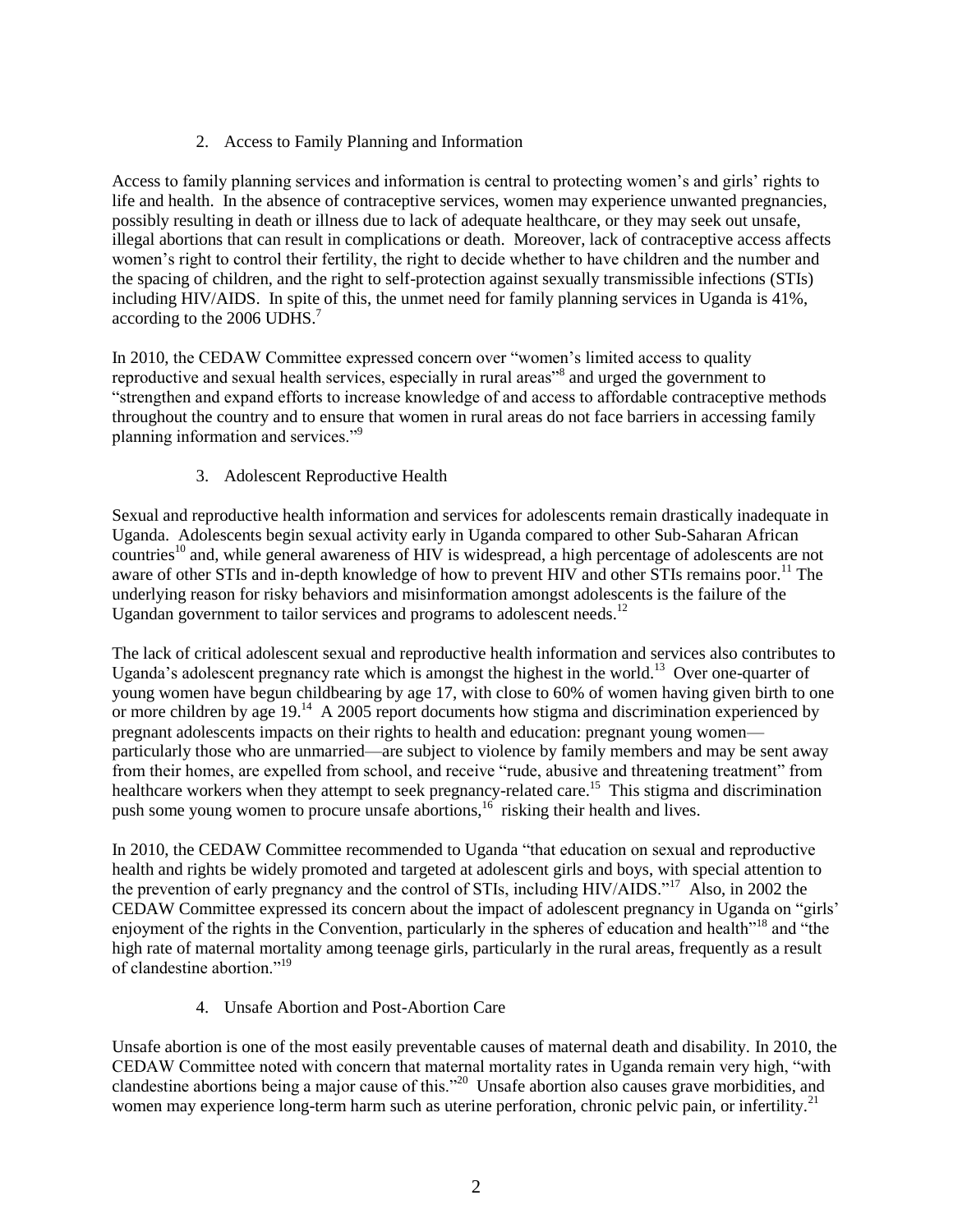### 2. Access to Family Planning and Information

Access to family planning services and information is central to protecting women's and girls' rights to life and health. In the absence of contraceptive services, women may experience unwanted pregnancies, possibly resulting in death or illness due to lack of adequate healthcare, or they may seek out unsafe, illegal abortions that can result in complications or death. Moreover, lack of contraceptive access affects women's right to control their fertility, the right to decide whether to have children and the number and the spacing of children, and the right to self-protection against sexually transmissible infections (STIs) including HIV/AIDS. In spite of this, the unmet need for family planning services in Uganda is 41%, according to the 2006 UDHS.[7]

In 2010, the CEDAW Committee expressed concern over "women's limited access to quality reproductive and sexual health services, especially in rural areas"[8] and urged the government to "strengthen and expand efforts to increase knowledge of and access to affordable contraceptive methods throughout the country and to ensure that women in rural areas do not face barriers in accessing family planning information and services."[9]

### 3. Adolescent Reproductive Health

Sexual and reproductive health information and services for adolescents remain drastically inadequate in Uganda. Adolescents begin sexual activity early in Uganda compared to other Sub-Saharan African countries[10] and, while general awareness of HIV is widespread, a high percentage of adolescents are not aware of other STIs and in-depth knowledge of how to prevent HIV and other STIs remains poor.[11] The underlying reason for risky behaviors and misinformation amongst adolescents is the failure of the Ugandan government to tailor services and programs to adolescent needs.[12]

The lack of critical adolescent sexual and reproductive health information and services also contributes to Uganda's adolescent pregnancy rate which is amongst the highest in the world.[13] Over one-quarter of young women have begun childbearing by age 17, with close to 60% of women having given birth to one or more children by age 19.[14] A 2005 report documents how stigma and discrimination experienced by pregnant adolescents impacts on their rights to health and education: pregnant young women—particularly those who are unmarried—are subject to violence by family members and may be sent away from their homes, are expelled from school, and receive "rude, abusive and threatening treatment" from healthcare workers when they attempt to seek pregnancy-related care.[15] This stigma and discrimination push some young women to procure unsafe abortions,[16] risking their health and lives.

In 2010, the CEDAW Committee recommended to Uganda "that education on sexual and reproductive health and rights be widely promoted and targeted at adolescent girls and boys, with special attention to the prevention of early pregnancy and the control of STIs, including HIV/AIDS."[17] Also, in 2002 the CEDAW Committee expressed its concern about the impact of adolescent pregnancy in Uganda on "girls' enjoyment of the rights in the Convention, particularly in the spheres of education and health"[18] and "the high rate of maternal mortality among teenage girls, particularly in the rural areas, frequently as a result of clandestine abortion."[19]

### 4. Unsafe Abortion and Post-Abortion Care

Unsafe abortion is one of the most easily preventable causes of maternal death and disability. In 2010, the CEDAW Committee noted with concern that maternal mortality rates in Uganda remain very high, "with clandestine abortions being a major cause of this."[20] Unsafe abortion also causes grave morbidities, and women may experience long-term harm such as uterine perforation, chronic pelvic pain, or infertility.[21]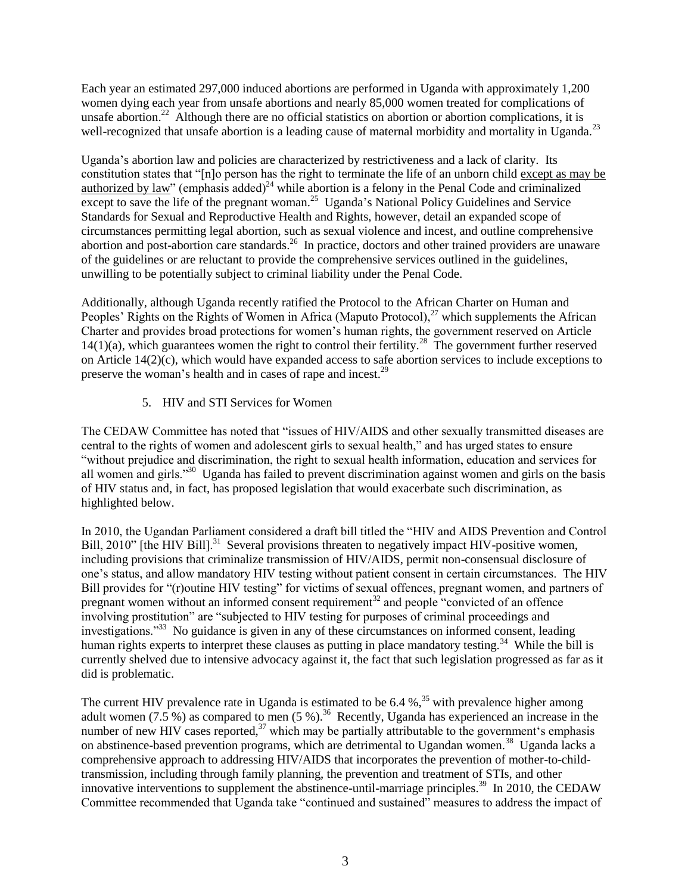Each year an estimated 297,000 induced abortions are performed in Uganda with approximately 1,200 women dying each year from unsafe abortions and nearly 85,000 women treated for complications of unsafe abortion.[22] Although there are no official statistics on abortion or abortion complications, it is well-recognized that unsafe abortion is a leading cause of maternal morbidity and mortality in Uganda.[23]

Uganda's abortion law and policies are characterized by restrictiveness and a lack of clarity. Its constitution states that "[n]o person has the right to terminate the life of an unborn child <u>except as may be authorized by law</u>" (emphasis added)[24] while abortion is a felony in the Penal Code and criminalized except to save the life of the pregnant woman.[25] Uganda's National Policy Guidelines and Service Standards for Sexual and Reproductive Health and Rights, however, detail an expanded scope of circumstances permitting legal abortion, such as sexual violence and incest, and outline comprehensive abortion and post-abortion care standards.[26] In practice, doctors and other trained providers are unaware of the guidelines or are reluctant to provide the comprehensive services outlined in the guidelines, unwilling to be potentially subject to criminal liability under the Penal Code.

Additionally, although Uganda recently ratified the Protocol to the African Charter on Human and Peoples' Rights on the Rights of Women in Africa (Maputo Protocol),[27] which supplements the African Charter and provides broad protections for women's human rights, the government reserved on Article 14(1)(a), which guarantees women the right to control their fertility.[28] The government further reserved on Article 14(2)(c), which would have expanded access to safe abortion services to include exceptions to preserve the woman's health and in cases of rape and incest.[29]

### 5. HIV and STI Services for Women

The CEDAW Committee has noted that "issues of HIV/AIDS and other sexually transmitted diseases are central to the rights of women and adolescent girls to sexual health," and has urged states to ensure "without prejudice and discrimination, the right to sexual health information, education and services for all women and girls."[30] Uganda has failed to prevent discrimination against women and girls on the basis of HIV status and, in fact, has proposed legislation that would exacerbate such discrimination, as highlighted below.

In 2010, the Ugandan Parliament considered a draft bill titled the "HIV and AIDS Prevention and Control Bill, 2010" [the HIV Bill].[31] Several provisions threaten to negatively impact HIV-positive women, including provisions that criminalize transmission of HIV/AIDS, permit non-consensual disclosure of one's status, and allow mandatory HIV testing without patient consent in certain circumstances. The HIV Bill provides for "(r)outine HIV testing" for victims of sexual offences, pregnant women, and partners of pregnant women without an informed consent requirement[32] and people "convicted of an offence involving prostitution" are "subjected to HIV testing for purposes of criminal proceedings and investigations."[33] No guidance is given in any of these circumstances on informed consent, leading human rights experts to interpret these clauses as putting in place mandatory testing.[34] While the bill is currently shelved due to intensive advocacy against it, the fact that such legislation progressed as far as it did is problematic.

The current HIV prevalence rate in Uganda is estimated to be 6.4 %,[35] with prevalence higher among adult women (7.5 %) as compared to men (5 %).[36] Recently, Uganda has experienced an increase in the number of new HIV cases reported,[37] which may be partially attributable to the government's emphasis on abstinence-based prevention programs, which are detrimental to Ugandan women.[38] Uganda lacks a comprehensive approach to addressing HIV/AIDS that incorporates the prevention of mother-to-child-transmission, including through family planning, the prevention and treatment of STIs, and other innovative interventions to supplement the abstinence-until-marriage principles.[39] In 2010, the CEDAW Committee recommended that Uganda take "continued and sustained" measures to address the impact of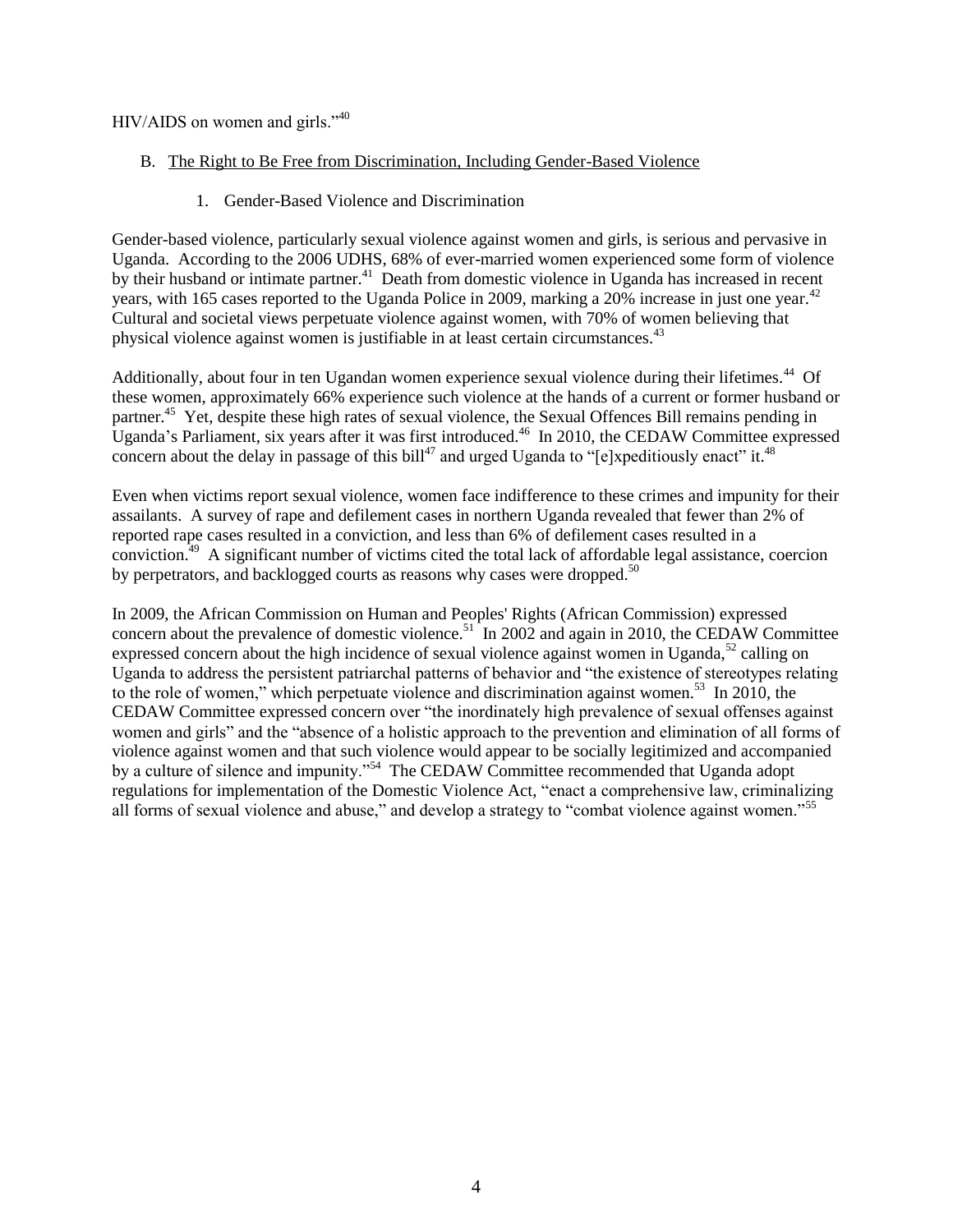HIV/AIDS on women and girls."[40]

## B. The Right to Be Free from Discrimination, Including Gender-Based Violence

### 1. Gender-Based Violence and Discrimination

Gender-based violence, particularly sexual violence against women and girls, is serious and pervasive in Uganda. According to the 2006 UDHS, 68% of ever-married women experienced some form of violence by their husband or intimate partner.[41] Death from domestic violence in Uganda has increased in recent years, with 165 cases reported to the Uganda Police in 2009, marking a 20% increase in just one year.[42] Cultural and societal views perpetuate violence against women, with 70% of women believing that physical violence against women is justifiable in at least certain circumstances.[43]

Additionally, about four in ten Ugandan women experience sexual violence during their lifetimes.[44] Of these women, approximately 66% experience such violence at the hands of a current or former husband or partner.[45] Yet, despite these high rates of sexual violence, the Sexual Offences Bill remains pending in Uganda's Parliament, six years after it was first introduced.[46] In 2010, the CEDAW Committee expressed concern about the delay in passage of this bill[47] and urged Uganda to "[e]xpeditiously enact" it.[48]

Even when victims report sexual violence, women face indifference to these crimes and impunity for their assailants. A survey of rape and defilement cases in northern Uganda revealed that fewer than 2% of reported rape cases resulted in a conviction, and less than 6% of defilement cases resulted in a conviction.[49] A significant number of victims cited the total lack of affordable legal assistance, coercion by perpetrators, and backlogged courts as reasons why cases were dropped.[50]

In 2009, the African Commission on Human and Peoples' Rights (African Commission) expressed concern about the prevalence of domestic violence.[51] In 2002 and again in 2010, the CEDAW Committee expressed concern about the high incidence of sexual violence against women in Uganda,[52] calling on Uganda to address the persistent patriarchal patterns of behavior and "the existence of stereotypes relating to the role of women," which perpetuate violence and discrimination against women.[53] In 2010, the CEDAW Committee expressed concern over "the inordinately high prevalence of sexual offenses against women and girls" and the "absence of a holistic approach to the prevention and elimination of all forms of violence against women and that such violence would appear to be socially legitimized and accompanied by a culture of silence and impunity."[54] The CEDAW Committee recommended that Uganda adopt regulations for implementation of the Domestic Violence Act, "enact a comprehensive law, criminalizing all forms of sexual violence and abuse," and develop a strategy to "combat violence against women."[55]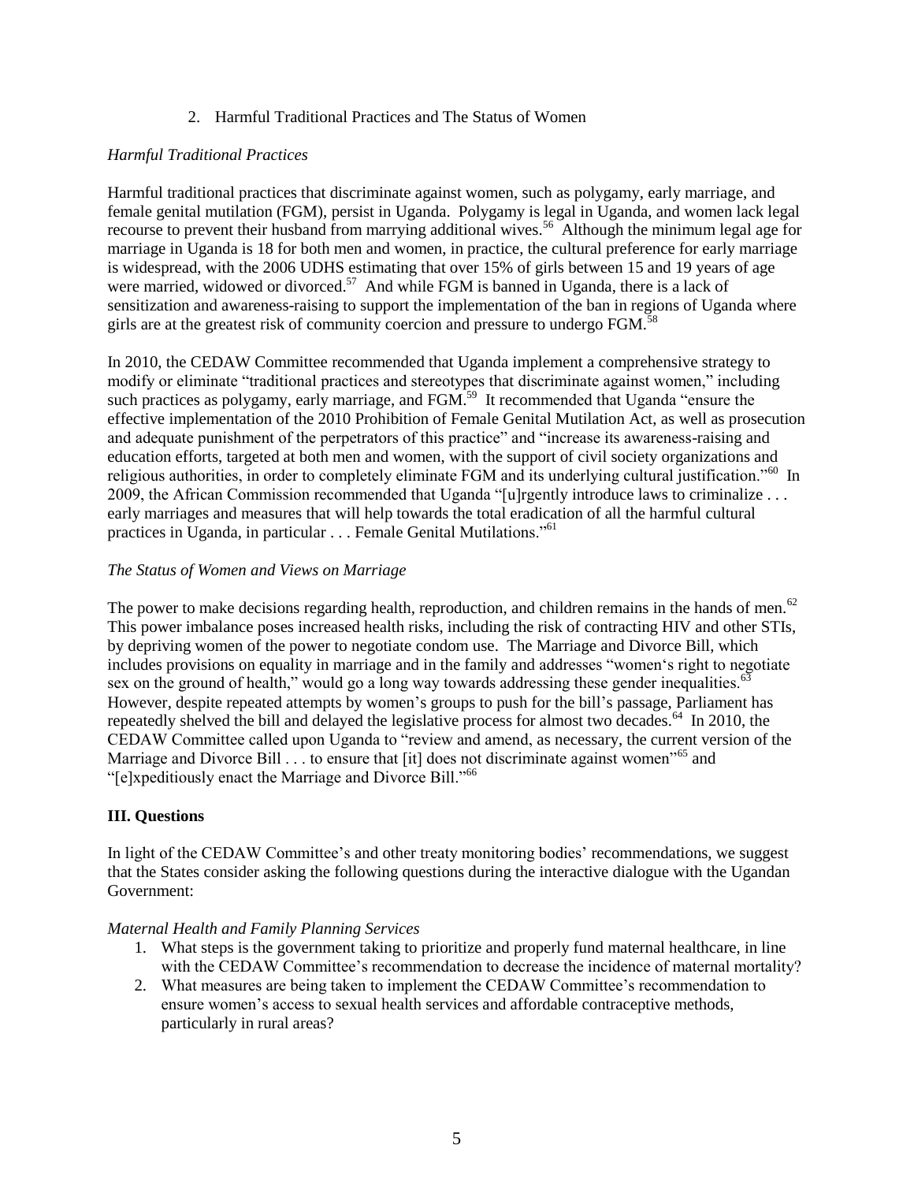2. Harmful Traditional Practices and The Status of Women

*Harmful Traditional Practices*

Harmful traditional practices that discriminate against women, such as polygamy, early marriage, and female genital mutilation (FGM), persist in Uganda. Polygamy is legal in Uganda, and women lack legal recourse to prevent their husband from marrying additional wives.[56] Although the minimum legal age for marriage in Uganda is 18 for both men and women, in practice, the cultural preference for early marriage is widespread, with the 2006 UDHS estimating that over 15% of girls between 15 and 19 years of age were married, widowed or divorced.[57] And while FGM is banned in Uganda, there is a lack of sensitization and awareness-raising to support the implementation of the ban in regions of Uganda where girls are at the greatest risk of community coercion and pressure to undergo FGM.[58]

In 2010, the CEDAW Committee recommended that Uganda implement a comprehensive strategy to modify or eliminate "traditional practices and stereotypes that discriminate against women," including such practices as polygamy, early marriage, and FGM.[59] It recommended that Uganda "ensure the effective implementation of the 2010 Prohibition of Female Genital Mutilation Act, as well as prosecution and adequate punishment of the perpetrators of this practice" and "increase its awareness-raising and education efforts, targeted at both men and women, with the support of civil society organizations and religious authorities, in order to completely eliminate FGM and its underlying cultural justification."[60] In 2009, the African Commission recommended that Uganda "[u]rgently introduce laws to criminalize . . . early marriages and measures that will help towards the total eradication of all the harmful cultural practices in Uganda, in particular . . . Female Genital Mutilations."[61]

*The Status of Women and Views on Marriage*

The power to make decisions regarding health, reproduction, and children remains in the hands of men.[62] This power imbalance poses increased health risks, including the risk of contracting HIV and other STIs, by depriving women of the power to negotiate condom use. The Marriage and Divorce Bill, which includes provisions on equality in marriage and in the family and addresses "women's right to negotiate sex on the ground of health," would go a long way towards addressing these gender inequalities.[63] However, despite repeated attempts by women's groups to push for the bill's passage, Parliament has repeatedly shelved the bill and delayed the legislative process for almost two decades.[64] In 2010, the CEDAW Committee called upon Uganda to "review and amend, as necessary, the current version of the Marriage and Divorce Bill . . . to ensure that [it] does not discriminate against women"[65] and "[e]xpeditiously enact the Marriage and Divorce Bill."[66]

## III. Questions

In light of the CEDAW Committee's and other treaty monitoring bodies' recommendations, we suggest that the States consider asking the following questions during the interactive dialogue with the Ugandan Government:

*Maternal Health and Family Planning Services*

1. What steps is the government taking to prioritize and properly fund maternal healthcare, in line with the CEDAW Committee's recommendation to decrease the incidence of maternal mortality?
2. What measures are being taken to implement the CEDAW Committee's recommendation to ensure women's access to sexual health services and affordable contraceptive methods, particularly in rural areas?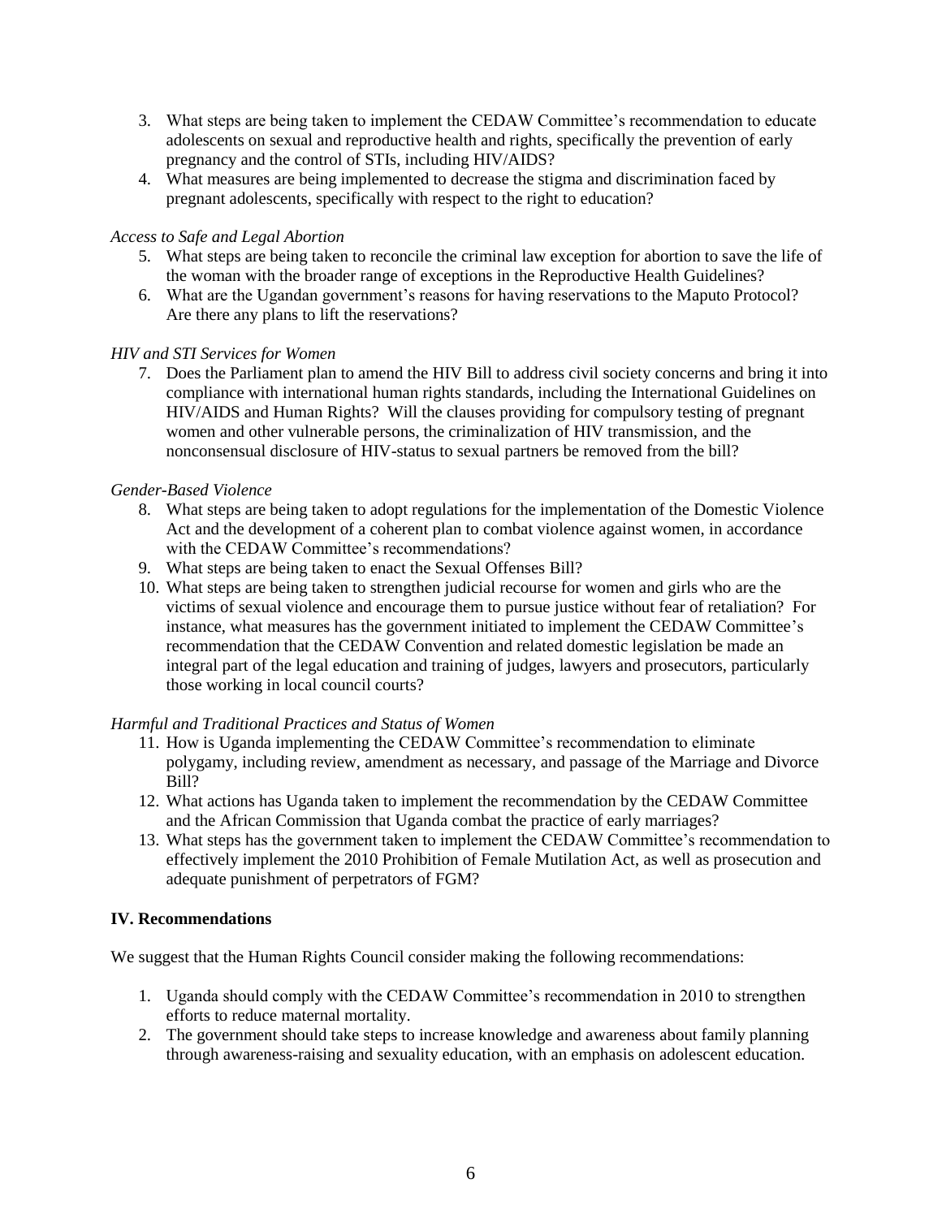3. What steps are being taken to implement the CEDAW Committee's recommendation to educate adolescents on sexual and reproductive health and rights, specifically the prevention of early pregnancy and the control of STIs, including HIV/AIDS?
4. What measures are being implemented to decrease the stigma and discrimination faced by pregnant adolescents, specifically with respect to the right to education?

*Access to Safe and Legal Abortion*

5. What steps are being taken to reconcile the criminal law exception for abortion to save the life of the woman with the broader range of exceptions in the Reproductive Health Guidelines?
6. What are the Ugandan government's reasons for having reservations to the Maputo Protocol? Are there any plans to lift the reservations?

*HIV and STI Services for Women*

7. Does the Parliament plan to amend the HIV Bill to address civil society concerns and bring it into compliance with international human rights standards, including the International Guidelines on HIV/AIDS and Human Rights? Will the clauses providing for compulsory testing of pregnant women and other vulnerable persons, the criminalization of HIV transmission, and the nonconsensual disclosure of HIV-status to sexual partners be removed from the bill?

*Gender-Based Violence*

8. What steps are being taken to adopt regulations for the implementation of the Domestic Violence Act and the development of a coherent plan to combat violence against women, in accordance with the CEDAW Committee's recommendations?
9. What steps are being taken to enact the Sexual Offenses Bill?
10. What steps are being taken to strengthen judicial recourse for women and girls who are the victims of sexual violence and encourage them to pursue justice without fear of retaliation? For instance, what measures has the government initiated to implement the CEDAW Committee's recommendation that the CEDAW Convention and related domestic legislation be made an integral part of the legal education and training of judges, lawyers and prosecutors, particularly those working in local council courts?

*Harmful and Traditional Practices and Status of Women*

11. How is Uganda implementing the CEDAW Committee's recommendation to eliminate polygamy, including review, amendment as necessary, and passage of the Marriage and Divorce Bill?
12. What actions has Uganda taken to implement the recommendation by the CEDAW Committee and the African Commission that Uganda combat the practice of early marriages?
13. What steps has the government taken to implement the CEDAW Committee's recommendation to effectively implement the 2010 Prohibition of Female Mutilation Act, as well as prosecution and adequate punishment of perpetrators of FGM?

## IV. Recommendations

We suggest that the Human Rights Council consider making the following recommendations:

1. Uganda should comply with the CEDAW Committee's recommendation in 2010 to strengthen efforts to reduce maternal mortality.
2. The government should take steps to increase knowledge and awareness about family planning through awareness-raising and sexuality education, with an emphasis on adolescent education.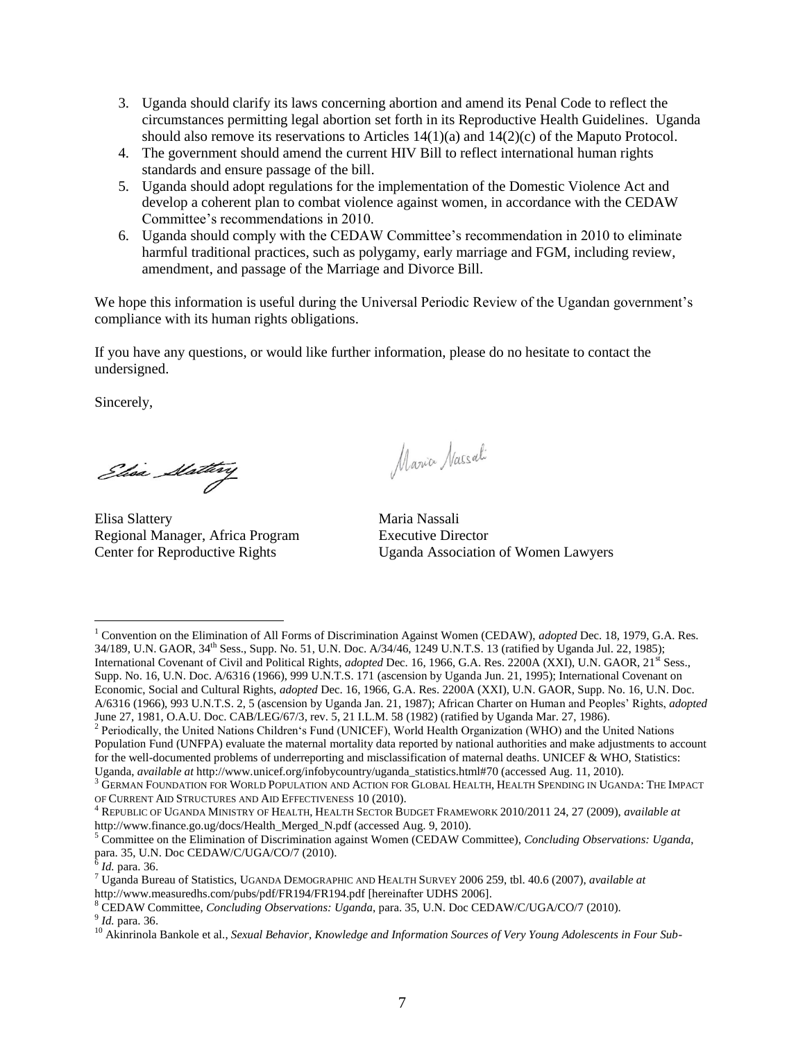3. Uganda should clarify its laws concerning abortion and amend its Penal Code to reflect the circumstances permitting legal abortion set forth in its Reproductive Health Guidelines. Uganda should also remove its reservations to Articles 14(1)(a) and 14(2)(c) of the Maputo Protocol.
4. The government should amend the current HIV Bill to reflect international human rights standards and ensure passage of the bill.
5. Uganda should adopt regulations for the implementation of the Domestic Violence Act and develop a coherent plan to combat violence against women, in accordance with the CEDAW Committee's recommendations in 2010.
6. Uganda should comply with the CEDAW Committee's recommendation in 2010 to eliminate harmful traditional practices, such as polygamy, early marriage and FGM, including review, amendment, and passage of the Marriage and Divorce Bill.

We hope this information is useful during the Universal Periodic Review of the Ugandan government's compliance with its human rights obligations.

If you have any questions, or would like further information, please do no hesitate to contact the undersigned.

Sincerely,

| | |
|---|---|
| Elisa Slattery | Maria Nassali |
| Regional Manager, Africa Program | Executive Director |
| Center for Reproductive Rights | Uganda Association of Women Lawyers |

---

[1] Convention on the Elimination of All Forms of Discrimination Against Women (CEDAW), *adopted* Dec. 18, 1979, G.A. Res. 34/189, U.N. GAOR, 34th Sess., Supp. No. 51, U.N. Doc. A/34/46, 1249 U.N.T.S. 13 (ratified by Uganda Jul. 22, 1985); International Covenant of Civil and Political Rights, *adopted* Dec. 16, 1966, G.A. Res. 2200A (XXI), U.N. GAOR, 21st Sess., Supp. No. 16, U.N. Doc. A/6316 (1966), 999 U.N.T.S. 171 (ascension by Uganda Jun. 21, 1995); International Covenant on Economic, Social and Cultural Rights, *adopted* Dec. 16, 1966, G.A. Res. 2200A (XXI), U.N. GAOR, Supp. No. 16, U.N. Doc. A/6316 (1966), 993 U.N.T.S. 2, 5 (ascension by Uganda Jan. 21, 1987); African Charter on Human and Peoples' Rights, *adopted* June 27, 1981, O.A.U. Doc. CAB/LEG/67/3, rev. 5, 21 I.L.M. 58 (1982) (ratified by Uganda Mar. 27, 1986).

[2] Periodically, the United Nations Children's Fund (UNICEF), World Health Organization (WHO) and the United Nations Population Fund (UNFPA) evaluate the maternal mortality data reported by national authorities and make adjustments to account for the well-documented problems of underreporting and misclassification of maternal deaths. UNICEF & WHO, Statistics: Uganda, *available at* http://www.unicef.org/infobycountry/uganda_statistics.html#70 (accessed Aug. 11, 2010).

[3] GERMAN FOUNDATION FOR WORLD POPULATION AND ACTION FOR GLOBAL HEALTH, HEALTH SPENDING IN UGANDA: THE IMPACT OF CURRENT AID STRUCTURES AND AID EFFECTIVENESS 10 (2010).

[4] REPUBLIC OF UGANDA MINISTRY OF HEALTH, HEALTH SECTOR BUDGET FRAMEWORK 2010/2011 24, 27 (2009), *available at* http://www.finance.go.ug/docs/Health_Merged_N.pdf (accessed Aug. 9, 2010).

[5] Committee on the Elimination of Discrimination against Women (CEDAW Committee), *Concluding Observations: Uganda*, para. 35, U.N. Doc CEDAW/C/UGA/CO/7 (2010).

[6] *Id.* para. 36.

[7] Uganda Bureau of Statistics, UGANDA DEMOGRAPHIC AND HEALTH SURVEY 2006 259, tbl. 40.6 (2007), *available at* http://www.measuredhs.com/pubs/pdf/FR194/FR194.pdf [hereinafter UDHS 2006].

[8] CEDAW Committee, *Concluding Observations: Uganda*, para. 35, U.N. Doc CEDAW/C/UGA/CO/7 (2010).

[9] *Id.* para. 36.

[10] Akinrinola Bankole et al., *Sexual Behavior, Knowledge and Information Sources of Very Young Adolescents in Four Sub-*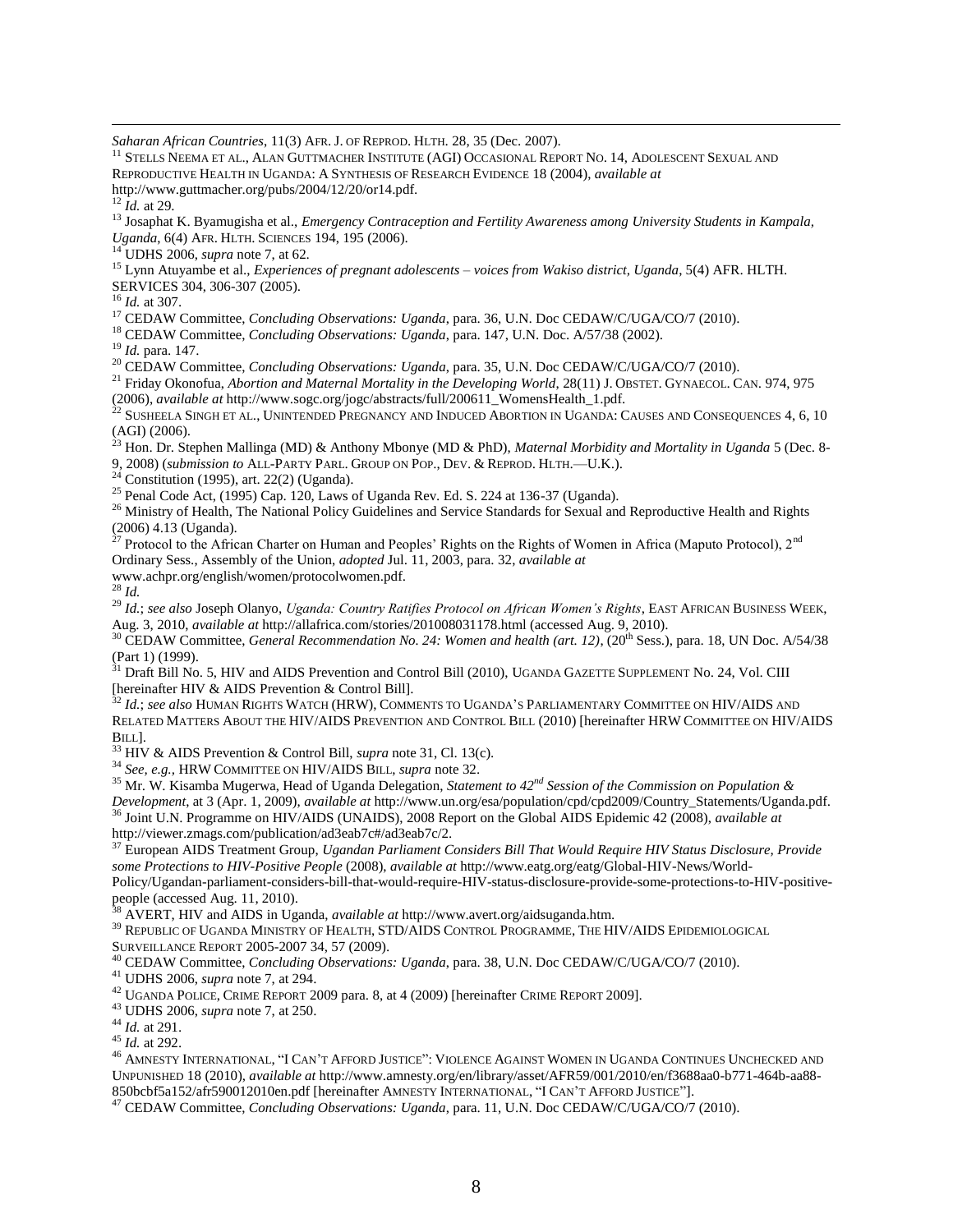*Saharan African Countries*, 11(3) AFR. J. OF REPROD. HLTH. 28, 35 (Dec. 2007).

[11] STELLS NEEMA ET AL., ALAN GUTTMACHER INSTITUTE (AGI) OCCASIONAL REPORT NO. 14, ADOLESCENT SEXUAL AND REPRODUCTIVE HEALTH IN UGANDA: A SYNTHESIS OF RESEARCH EVIDENCE 18 (2004), *available at* http://www.guttmacher.org/pubs/2004/12/20/or14.pdf.

[12] *Id.* at 29.

[13] Josaphat K. Byamugisha et al., *Emergency Contraception and Fertility Awareness among University Students in Kampala, Uganda*, 6(4) AFR. HLTH. SCIENCES 194, 195 (2006).

[14] UDHS 2006, *supra* note 7, at 62.

[15] Lynn Atuyambe et al., *Experiences of pregnant adolescents – voices from Wakiso district, Uganda*, 5(4) AFR. HLTH. SERVICES 304, 306-307 (2005).

[16] *Id.* at 307.

[17] CEDAW Committee, *Concluding Observations: Uganda*, para. 36, U.N. Doc CEDAW/C/UGA/CO/7 (2010).

[18] CEDAW Committee, *Concluding Observations: Uganda*, para. 147, U.N. Doc. A/57/38 (2002).

[19] *Id.* para. 147.

[20] CEDAW Committee, *Concluding Observations: Uganda*, para. 35, U.N. Doc CEDAW/C/UGA/CO/7 (2010).

[21] Friday Okonofua, *Abortion and Maternal Mortality in the Developing World*, 28(11) J. OBSTET. GYNAECOL. CAN. 974, 975 (2006), *available at* http://www.sogc.org/jogc/abstracts/full/200611_WomensHealth_1.pdf.

[22] SUSHEELA SINGH ET AL., UNINTENDED PREGNANCY AND INDUCED ABORTION IN UGANDA: CAUSES AND CONSEQUENCES 4, 6, 10 (AGI) (2006).

[23] Hon. Dr. Stephen Mallinga (MD) & Anthony Mbonye (MD & PhD), *Maternal Morbidity and Mortality in Uganda* 5 (Dec. 8-9, 2008) (*submission to* ALL-PARTY PARL. GROUP ON POP., DEV. & REPROD. HLTH.—U.K.).

[24] Constitution (1995), art. 22(2) (Uganda).

[25] Penal Code Act, (1995) Cap. 120, Laws of Uganda Rev. Ed. S. 224 at 136-37 (Uganda).

[26] Ministry of Health, The National Policy Guidelines and Service Standards for Sexual and Reproductive Health and Rights (2006) 4.13 (Uganda).

[27] Protocol to the African Charter on Human and Peoples' Rights on the Rights of Women in Africa (Maputo Protocol), 2nd Ordinary Sess., Assembly of the Union, *adopted* Jul. 11, 2003, para. 32, *available at* www.achpr.org/english/women/protocolwomen.pdf.

[28] *Id.*

[29] *Id.*; *see also* Joseph Olanyo, *Uganda: Country Ratifies Protocol on African Women's Rights*, EAST AFRICAN BUSINESS WEEK, Aug. 3, 2010, *available at* http://allafrica.com/stories/201008031178.html (accessed Aug. 9, 2010).

[30] CEDAW Committee, *General Recommendation No. 24: Women and health (art. 12)*, (20th Sess.), para. 18, UN Doc. A/54/38 (Part 1) (1999).

[31] Draft Bill No. 5, HIV and AIDS Prevention and Control Bill (2010), UGANDA GAZETTE SUPPLEMENT No. 24, Vol. CIII [hereinafter HIV & AIDS Prevention & Control Bill].

[32] *Id.*; *see also* HUMAN RIGHTS WATCH (HRW), COMMENTS TO UGANDA'S PARLIAMENTARY COMMITTEE ON HIV/AIDS AND RELATED MATTERS ABOUT THE HIV/AIDS PREVENTION AND CONTROL BILL (2010) [hereinafter HRW COMMITTEE ON HIV/AIDS BILL].

[33] HIV & AIDS Prevention & Control Bill, *supra* note 31, Cl. 13(c).

[34] *See, e.g.*, HRW COMMITTEE ON HIV/AIDS BILL, *supra* note 32.

[35] Mr. W. Kisamba Mugerwa, Head of Uganda Delegation, *Statement to 42nd Session of the Commission on Population & Development*, at 3 (Apr. 1, 2009), *available at* http://www.un.org/esa/population/cpd/cpd2009/Country_Statements/Uganda.pdf.

[36] Joint U.N. Programme on HIV/AIDS (UNAIDS), 2008 Report on the Global AIDS Epidemic 42 (2008), *available at* http://viewer.zmags.com/publication/ad3eab7c#/ad3eab7c/2.

[37] European AIDS Treatment Group, *Ugandan Parliament Considers Bill That Would Require HIV Status Disclosure, Provide some Protections to HIV-Positive People* (2008), *available at* http://www.eatg.org/eatg/Global-HIV-News/World-Policy/Ugandan-parliament-considers-bill-that-would-require-HIV-status-disclosure-provide-some-protections-to-HIV-positive-people (accessed Aug. 11, 2010).

[38] AVERT, HIV and AIDS in Uganda, *available at* http://www.avert.org/aidsuganda.htm.

[39] REPUBLIC OF UGANDA MINISTRY OF HEALTH, STD/AIDS CONTROL PROGRAMME, THE HIV/AIDS EPIDEMIOLOGICAL SURVEILLANCE REPORT 2005-2007 34, 57 (2009).

[40] CEDAW Committee, *Concluding Observations: Uganda*, para. 38, U.N. Doc CEDAW/C/UGA/CO/7 (2010).

[41] UDHS 2006, *supra* note 7, at 294.

[42] UGANDA POLICE, CRIME REPORT 2009 para. 8, at 4 (2009) [hereinafter CRIME REPORT 2009].

[43] UDHS 2006, *supra* note 7, at 250.

[44] *Id.* at 291.

[45] *Id.* at 292.

[46] AMNESTY INTERNATIONAL, "I CAN'T AFFORD JUSTICE": VIOLENCE AGAINST WOMEN IN UGANDA CONTINUES UNCHECKED AND UNPUNISHED 18 (2010), *available at* http://www.amnesty.org/en/library/asset/AFR59/001/2010/en/f3688aa0-b771-464b-aa88-850bcbf5a152/afr590012010en.pdf [hereinafter AMNESTY INTERNATIONAL, "I CAN'T AFFORD JUSTICE"].

[47] CEDAW Committee, *Concluding Observations: Uganda*, para. 11, U.N. Doc CEDAW/C/UGA/CO/7 (2010).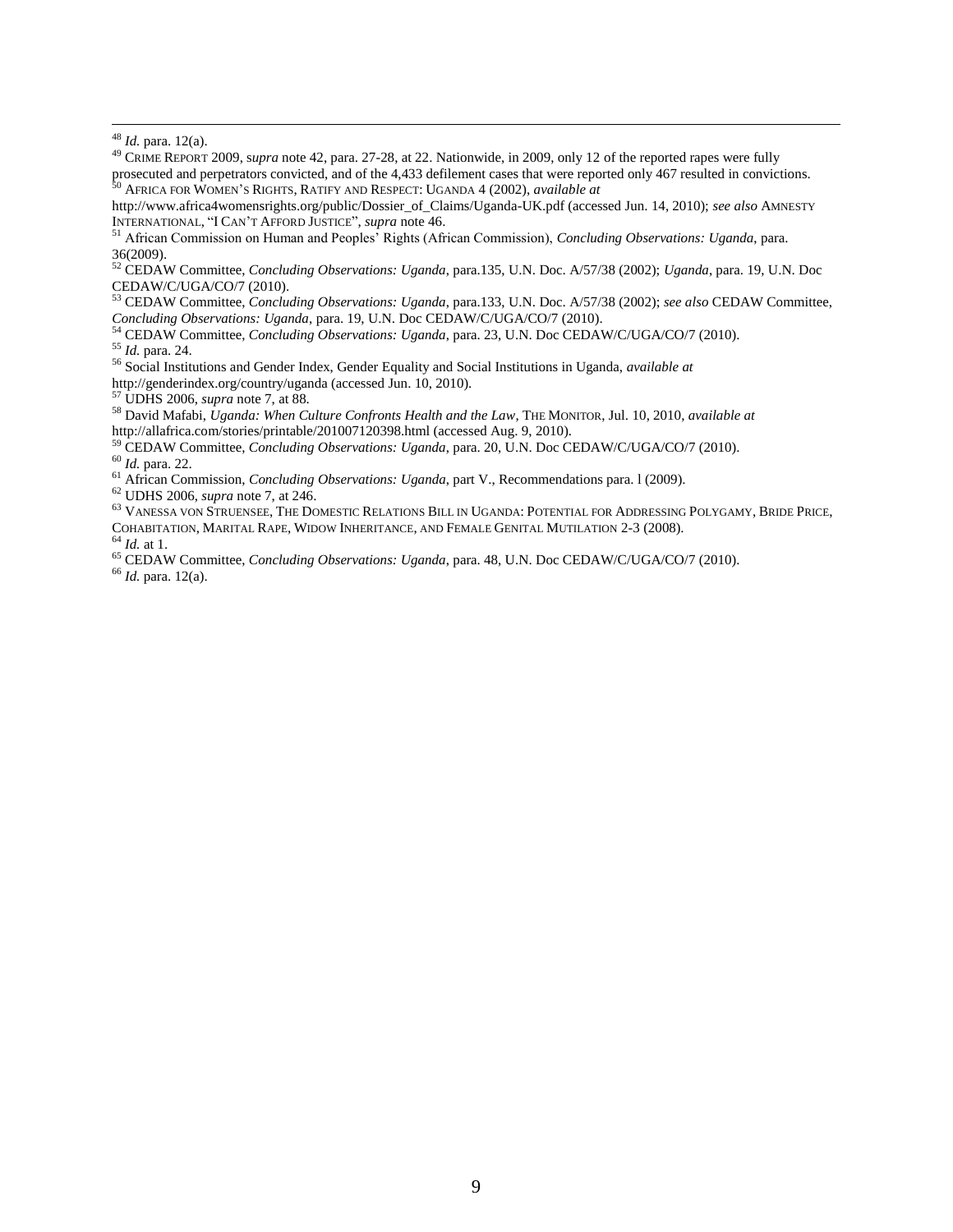[48] *Id.* para. 12(a).

[49] CRIME REPORT 2009, *supra* note 42, para. 27-28, at 22. Nationwide, in 2009, only 12 of the reported rapes were fully prosecuted and perpetrators convicted, and of the 4,433 defilement cases that were reported only 467 resulted in convictions.

[50] AFRICA FOR WOMEN'S RIGHTS, RATIFY AND RESPECT: UGANDA 4 (2002), *available at* http://www.africa4womensrights.org/public/Dossier_of_Claims/Uganda-UK.pdf (accessed Jun. 14, 2010); *see also* AMNESTY INTERNATIONAL, "I CAN'T AFFORD JUSTICE", *supra* note 46.

[51] African Commission on Human and Peoples' Rights (African Commission), *Concluding Observations: Uganda*, para. 36(2009).

[52] CEDAW Committee, *Concluding Observations: Uganda*, para.135, U.N. Doc. A/57/38 (2002); *Uganda*, para. 19, U.N. Doc CEDAW/C/UGA/CO/7 (2010).

[53] CEDAW Committee, *Concluding Observations: Uganda*, para.133, U.N. Doc. A/57/38 (2002); *see also* CEDAW Committee, *Concluding Observations: Uganda*, para. 19, U.N. Doc CEDAW/C/UGA/CO/7 (2010).

[54] CEDAW Committee, *Concluding Observations: Uganda*, para. 23, U.N. Doc CEDAW/C/UGA/CO/7 (2010).

[55] *Id.* para. 24.

[56] Social Institutions and Gender Index, Gender Equality and Social Institutions in Uganda, *available at* http://genderindex.org/country/uganda (accessed Jun. 10, 2010).

[57] UDHS 2006, *supra* note 7, at 88.

[58] David Mafabi, *Uganda: When Culture Confronts Health and the Law*, THE MONITOR, Jul. 10, 2010, *available at* http://allafrica.com/stories/printable/201007120398.html (accessed Aug. 9, 2010).

[59] CEDAW Committee, *Concluding Observations: Uganda*, para. 20, U.N. Doc CEDAW/C/UGA/CO/7 (2010).

[60] *Id.* para. 22.

[61] African Commission, *Concluding Observations: Uganda*, part V., Recommendations para. l (2009).

[62] UDHS 2006, *supra* note 7, at 246.

[63] VANESSA VON STRUENSEE, THE DOMESTIC RELATIONS BILL IN UGANDA: POTENTIAL FOR ADDRESSING POLYGAMY, BRIDE PRICE, COHABITATION, MARITAL RAPE, WIDOW INHERITANCE, AND FEMALE GENITAL MUTILATION 2-3 (2008).

[64] *Id.* at 1.

[65] CEDAW Committee, *Concluding Observations: Uganda*, para. 48, U.N. Doc CEDAW/C/UGA/CO/7 (2010).

[66] *Id.* para. 12(a).